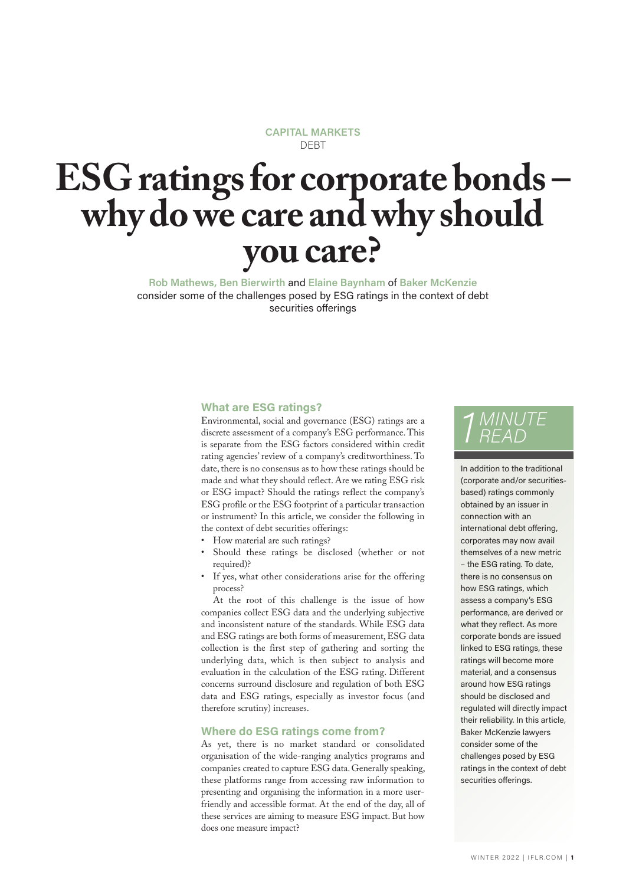CAPITAL MARKETS
DEBT

# ESG ratings for corporate bonds – why do we care and why should you care?

**Rob Mathews, Ben Bierwirth** and **Elaine Baynham** of **Baker McKenzie** consider some of the challenges posed by ESG ratings in the context of debt securities offerings

## 1 MINUTE READ

In addition to the traditional (corporate and/or securities-based) ratings commonly obtained by an issuer in connection with an international debt offering, corporates may now avail themselves of a new metric – the ESG rating. To date, there is no consensus on how ESG ratings, which assess a company's ESG performance, are derived or what they reflect. As more corporate bonds are issued linked to ESG ratings, these ratings will become more material, and a consensus around how ESG ratings should be disclosed and regulated will directly impact their reliability. In this article, Baker McKenzie lawyers consider some of the challenges posed by ESG ratings in the context of debt securities offerings.

### What are ESG ratings?

Environmental, social and governance (ESG) ratings are a discrete assessment of a company's ESG performance. This is separate from the ESG factors considered within credit rating agencies' review of a company's creditworthiness. To date, there is no consensus as to how these ratings should be made and what they should reflect. Are we rating ESG risk or ESG impact? Should the ratings reflect the company's ESG profile or the ESG footprint of a particular transaction or instrument? In this article, we consider the following in the context of debt securities offerings:

- How material are such ratings?
- Should these ratings be disclosed (whether or not required)?
- If yes, what other considerations arise for the offering process?

At the root of this challenge is the issue of how companies collect ESG data and the underlying subjective and inconsistent nature of the standards. While ESG data and ESG ratings are both forms of measurement, ESG data collection is the first step of gathering and sorting the underlying data, which is then subject to analysis and evaluation in the calculation of the ESG rating. Different concerns surround disclosure and regulation of both ESG data and ESG ratings, especially as investor focus (and therefore scrutiny) increases.

### Where do ESG ratings come from?

As yet, there is no market standard or consolidated organisation of the wide-ranging analytics programs and companies created to capture ESG data. Generally speaking, these platforms range from accessing raw information to presenting and organising the information in a more user-friendly and accessible format. At the end of the day, all of these services are aiming to measure ESG impact. But how does one measure impact?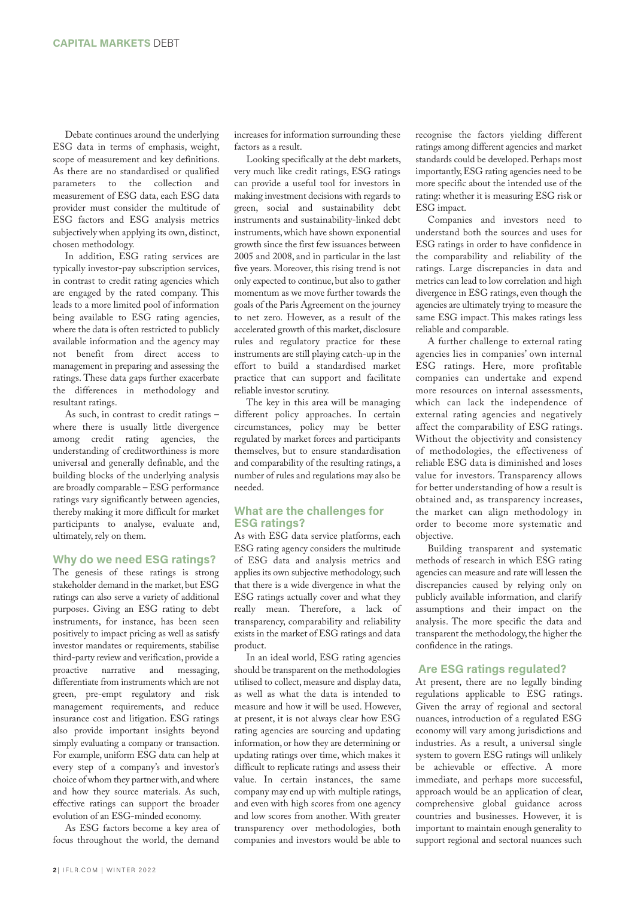Debate continues around the underlying ESG data in terms of emphasis, weight, scope of measurement and key definitions. As there are no standardised or qualified parameters to the collection and measurement of ESG data, each ESG data provider must consider the multitude of ESG factors and ESG analysis metrics subjectively when applying its own, distinct, chosen methodology.

In addition, ESG rating services are typically investor-pay subscription services, in contrast to credit rating agencies which are engaged by the rated company. This leads to a more limited pool of information being available to ESG rating agencies, where the data is often restricted to publicly available information and the agency may not benefit from direct access to management in preparing and assessing the ratings. These data gaps further exacerbate the differences in methodology and resultant ratings.

As such, in contrast to credit ratings – where there is usually little divergence among credit rating agencies, the understanding of creditworthiness is more universal and generally definable, and the building blocks of the underlying analysis are broadly comparable – ESG performance ratings vary significantly between agencies, thereby making it more difficult for market participants to analyse, evaluate and, ultimately, rely on them.

## Why do we need ESG ratings?

The genesis of these ratings is strong stakeholder demand in the market, but ESG ratings can also serve a variety of additional purposes. Giving an ESG rating to debt instruments, for instance, has been seen positively to impact pricing as well as satisfy investor mandates or requirements, stabilise third-party review and verification, provide a proactive narrative and messaging, differentiate from instruments which are not green, pre-empt regulatory and risk management requirements, and reduce insurance cost and litigation. ESG ratings also provide important insights beyond simply evaluating a company or transaction. For example, uniform ESG data can help at every step of a company's and investor's choice of whom they partner with, and where and how they source materials. As such, effective ratings can support the broader evolution of an ESG-minded economy.

As ESG factors become a key area of focus throughout the world, the demand increases for information surrounding these factors as a result.

Looking specifically at the debt markets, very much like credit ratings, ESG ratings can provide a useful tool for investors in making investment decisions with regards to green, social and sustainability debt instruments and sustainability-linked debt instruments, which have shown exponential growth since the first few issuances between 2005 and 2008, and in particular in the last five years. Moreover, this rising trend is not only expected to continue, but also to gather momentum as we move further towards the goals of the Paris Agreement on the journey to net zero. However, as a result of the accelerated growth of this market, disclosure rules and regulatory practice for these instruments are still playing catch-up in the effort to build a standardised market practice that can support and facilitate reliable investor scrutiny.

The key in this area will be managing different policy approaches. In certain circumstances, policy may be better regulated by market forces and participants themselves, but to ensure standardisation and comparability of the resulting ratings, a number of rules and regulations may also be needed.

## What are the challenges for ESG ratings?

As with ESG data service platforms, each ESG rating agency considers the multitude of ESG data and analysis metrics and applies its own subjective methodology, such that there is a wide divergence in what the ESG ratings actually cover and what they really mean. Therefore, a lack of transparency, comparability and reliability exists in the market of ESG ratings and data product.

In an ideal world, ESG rating agencies should be transparent on the methodologies utilised to collect, measure and display data, as well as what the data is intended to measure and how it will be used. However, at present, it is not always clear how ESG rating agencies are sourcing and updating information, or how they are determining or updating ratings over time, which makes it difficult to replicate ratings and assess their value. In certain instances, the same company may end up with multiple ratings, and even with high scores from one agency and low scores from another. With greater transparency over methodologies, both companies and investors would be able to recognise the factors yielding different ratings among different agencies and market standards could be developed. Perhaps most importantly, ESG rating agencies need to be more specific about the intended use of the rating: whether it is measuring ESG risk or ESG impact.

Companies and investors need to understand both the sources and uses for ESG ratings in order to have confidence in the comparability and reliability of the ratings. Large discrepancies in data and metrics can lead to low correlation and high divergence in ESG ratings, even though the agencies are ultimately trying to measure the same ESG impact. This makes ratings less reliable and comparable.

A further challenge to external rating agencies lies in companies' own internal ESG ratings. Here, more profitable companies can undertake and expend more resources on internal assessments, which can lack the independence of external rating agencies and negatively affect the comparability of ESG ratings. Without the objectivity and consistency of methodologies, the effectiveness of reliable ESG data is diminished and loses value for investors. Transparency allows for better understanding of how a result is obtained and, as transparency increases, the market can align methodology in order to become more systematic and objective.

Building transparent and systematic methods of research in which ESG rating agencies can measure and rate will lessen the discrepancies caused by relying only on publicly available information, and clarify assumptions and their impact on the analysis. The more specific the data and transparent the methodology, the higher the confidence in the ratings.

## Are ESG ratings regulated?

At present, there are no legally binding regulations applicable to ESG ratings. Given the array of regional and sectoral nuances, introduction of a regulated ESG economy will vary among jurisdictions and industries. As a result, a universal single system to govern ESG ratings will unlikely be achievable or effective. A more immediate, and perhaps more successful, approach would be an application of clear, comprehensive global guidance across countries and businesses. However, it is important to maintain enough generality to support regional and sectoral nuances such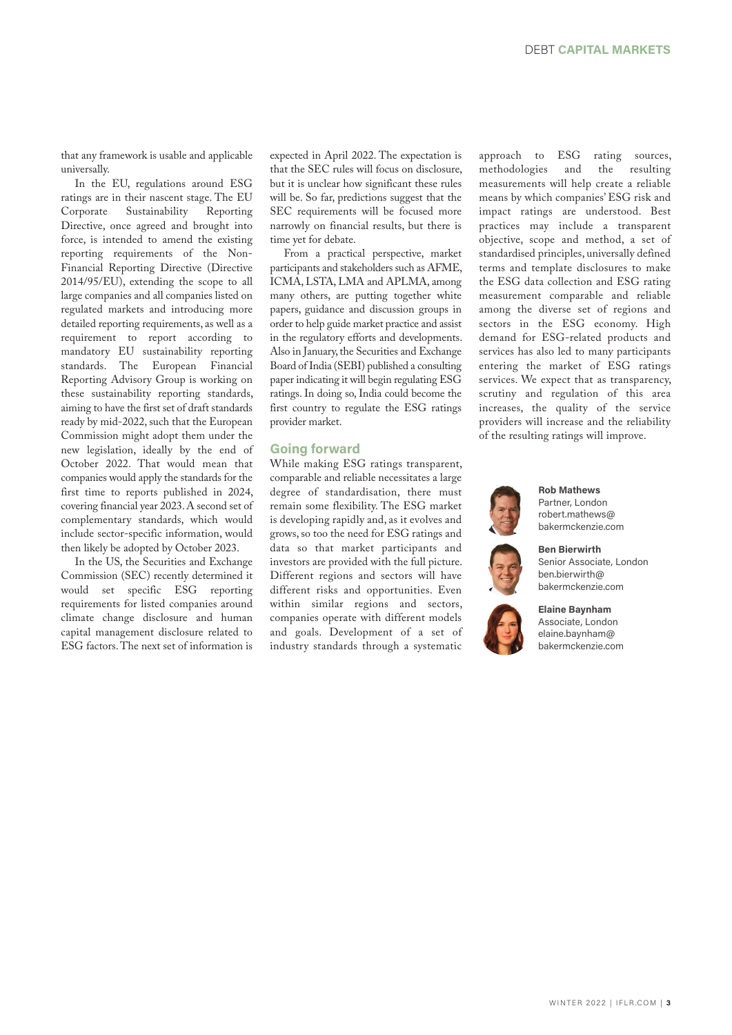that any framework is usable and applicable universally.

In the EU, regulations around ESG ratings are in their nascent stage. The EU Corporate Sustainability Reporting Directive, once agreed and brought into force, is intended to amend the existing reporting requirements of the Non-Financial Reporting Directive (Directive 2014/95/EU), extending the scope to all large companies and all companies listed on regulated markets and introducing more detailed reporting requirements, as well as a requirement to report according to mandatory EU sustainability reporting standards. The European Financial Reporting Advisory Group is working on these sustainability reporting standards, aiming to have the first set of draft standards ready by mid-2022, such that the European Commission might adopt them under the new legislation, ideally by the end of October 2022. That would mean that companies would apply the standards for the first time to reports published in 2024, covering financial year 2023. A second set of complementary standards, which would include sector-specific information, would then likely be adopted by October 2023.

In the US, the Securities and Exchange Commission (SEC) recently determined it would set specific ESG reporting requirements for listed companies around climate change disclosure and human capital management disclosure related to ESG factors. The next set of information is expected in April 2022. The expectation is that the SEC rules will focus on disclosure, but it is unclear how significant these rules will be. So far, predictions suggest that the SEC requirements will be focused more narrowly on financial results, but there is time yet for debate.

From a practical perspective, market participants and stakeholders such as AFME, ICMA, LSTA, LMA and APLMA, among many others, are putting together white papers, guidance and discussion groups in order to help guide market practice and assist in the regulatory efforts and developments. Also in January, the Securities and Exchange Board of India (SEBI) published a consulting paper indicating it will begin regulating ESG ratings. In doing so, India could become the first country to regulate the ESG ratings provider market.

## Going forward

While making ESG ratings transparent, comparable and reliable necessitates a large degree of standardisation, there must remain some flexibility. The ESG market is developing rapidly and, as it evolves and grows, so too the need for ESG ratings and data so that market participants and investors are provided with the full picture. Different regions and sectors will have different risks and opportunities. Even within similar regions and sectors, companies operate with different models and goals. Development of a set of industry standards through a systematic approach to ESG rating sources, methodologies and the resulting measurements will help create a reliable means by which companies' ESG risk and impact ratings are understood. Best practices may include a transparent objective, scope and method, a set of standardised principles, universally defined terms and template disclosures to make the ESG data collection and ESG rating measurement comparable and reliable among the diverse set of regions and sectors in the ESG economy. High demand for ESG-related products and services has also led to many participants entering the market of ESG ratings services. We expect that as transparency, scrutiny and regulation of this area increases, the quality of the service providers will increase and the reliability of the resulting ratings will improve.

**Rob Mathews**
Partner, London
robert.mathews@bakermckenzie.com

**Ben Bierwirth**
Senior Associate, London
ben.bierwirth@bakermckenzie.com

**Elaine Baynham**
Associate, London
elaine.baynham@bakermckenzie.com